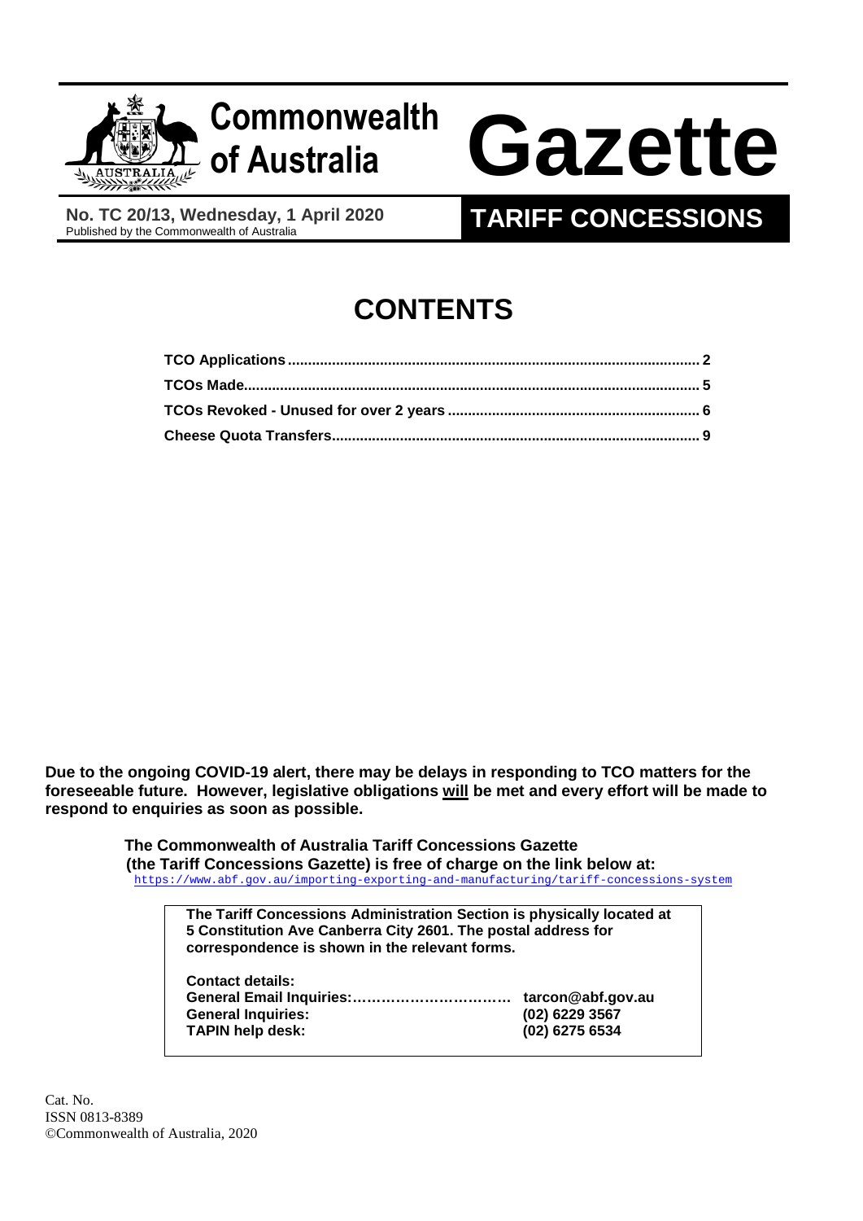# Commonwealth of Australia Gazette

**No. TC 20/13, Wednesday, 1 April 2020**
Published by the Commonwealth of Australia

## TARIFF CONCESSIONS

# CONTENTS

| | |
|---|---|
| **TCO Applications** | **2** |
| **TCOs Made** | **5** |
| **TCOs Revoked - Unused for over 2 years** | **6** |
| **Cheese Quota Transfers** | **9** |

**Due to the ongoing COVID-19 alert, there may be delays in responding to TCO matters for the foreseeable future. However, legislative obligations will be met and every effort will be made to respond to enquiries as soon as possible.**

**The Commonwealth of Australia Tariff Concessions Gazette (the Tariff Concessions Gazette) is free of charge on the link below at:**
https://www.abf.gov.au/importing-exporting-and-manufacturing/tariff-concessions-system

**The Tariff Concessions Administration Section is physically located at 5 Constitution Ave Canberra City 2601. The postal address for correspondence is shown in the relevant forms.**

**Contact details:**

| | |
|---|---|
| **General Email Inquiries:……………………………** | **tarcon@abf.gov.au** |
| **General Inquiries:** | **(02) 6229 3567** |
| **TAPIN help desk:** | **(02) 6275 6534** |

Cat. No.
ISSN 0813-8389
©Commonwealth of Australia, 2020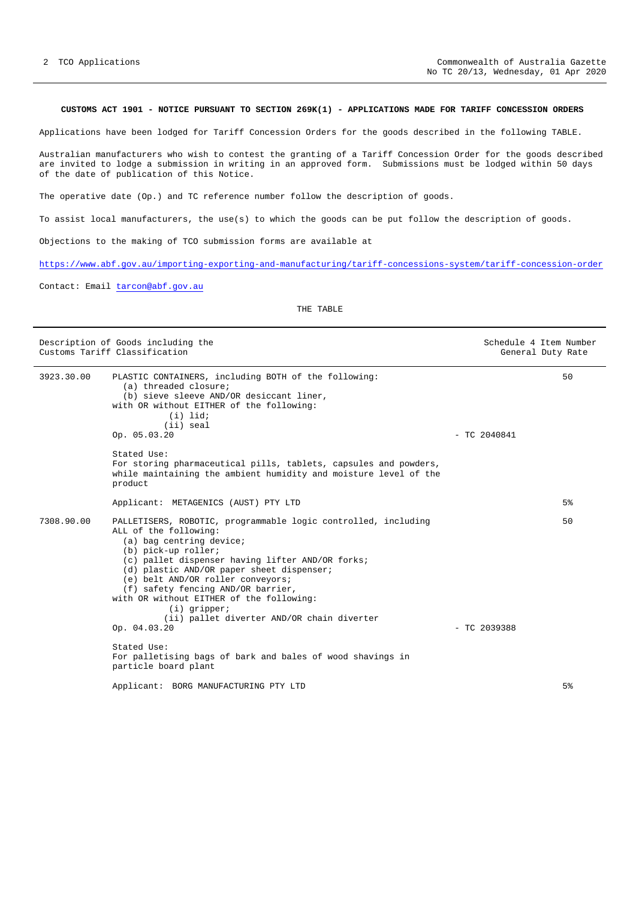**CUSTOMS ACT 1901 - NOTICE PURSUANT TO SECTION 269K(1) - APPLICATIONS MADE FOR TARIFF CONCESSION ORDERS**

Applications have been lodged for Tariff Concession Orders for the goods described in the following TABLE.

Australian manufacturers who wish to contest the granting of a Tariff Concession Order for the goods described are invited to lodge a submission in writing in an approved form. Submissions must be lodged within 50 days of the date of publication of this Notice.

The operative date (Op.) and TC reference number follow the description of goods.

To assist local manufacturers, the use(s) to which the goods can be put follow the description of goods.

Objections to the making of TCO submission forms are available at

https://www.abf.gov.au/importing-exporting-and-manufacturing/tariff-concessions-system/tariff-concession-order

Contact: Email tarcon@abf.gov.au

THE TABLE

| Description of Goods including the Customs Tariff Classification | | | Schedule 4 Item Number General Duty Rate |
|---|---|---|---|
| 3923.30.00 | PLASTIC CONTAINERS, including BOTH of the following:<br>(a) threaded closure;<br>(b) sieve sleeve AND/OR desiccant liner,<br>with OR without EITHER of the following:<br>(i) lid;<br>(ii) seal<br>Op. 05.03.20<br><br>Stated Use:<br>For storing pharmaceutical pills, tablets, capsules and powders, while maintaining the ambient humidity and moisture level of the product<br><br>Applicant: METAGENICS (AUST) PTY LTD | - TC 2040841 | 50<br><br>5% |
| 7308.90.00 | PALLETISERS, ROBOTIC, programmable logic controlled, including ALL of the following:<br>(a) bag centring device;<br>(b) pick-up roller;<br>(c) pallet dispenser having lifter AND/OR forks;<br>(d) plastic AND/OR paper sheet dispenser;<br>(e) belt AND/OR roller conveyors;<br>(f) safety fencing AND/OR barrier,<br>with OR without EITHER of the following:<br>(i) gripper;<br>(ii) pallet diverter AND/OR chain diverter<br>Op. 04.03.20<br><br>Stated Use:<br>For palletising bags of bark and bales of wood shavings in particle board plant<br><br>Applicant: BORG MANUFACTURING PTY LTD | - TC 2039388 | 50<br><br>5% |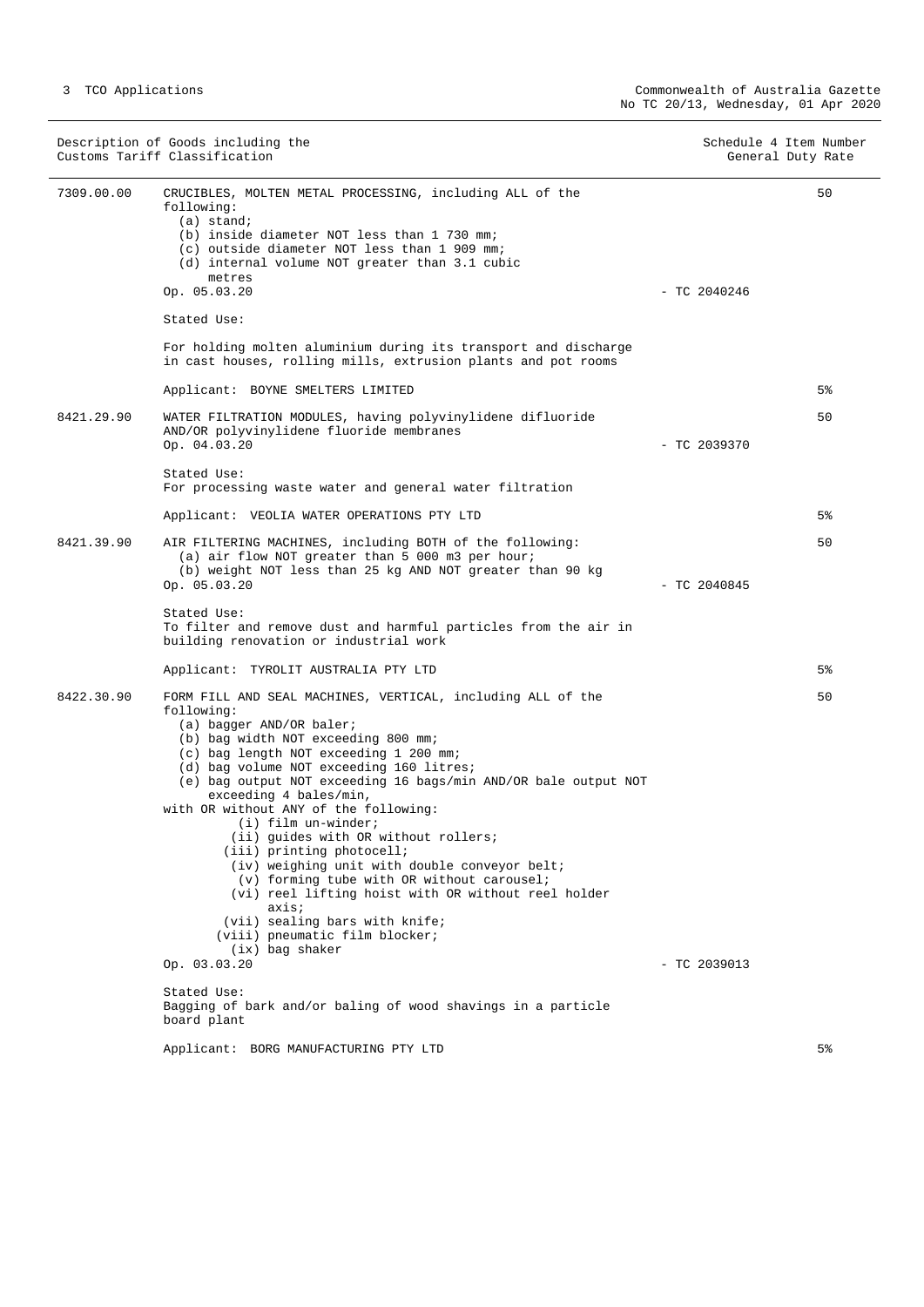| Description of Goods including the Customs Tariff Classification | | Schedule 4 Item Number General Duty Rate | |
|---|---|---|---|
| 7309.00.00 | CRUCIBLES, MOLTEN METAL PROCESSING, including ALL of the following:<br>(a) stand;<br>(b) inside diameter NOT less than 1 730 mm;<br>(c) outside diameter NOT less than 1 909 mm;<br>(d) internal volume NOT greater than 3.1 cubic metres<br>Op. 05.03.20<br><br>Stated Use:<br><br>For holding molten aluminium during its transport and discharge in cast houses, rolling mills, extrusion plants and pot rooms<br><br>Applicant: BOYNE SMELTERS LIMITED | - TC 2040246 | 50<br><br>5% |
| 8421.29.90 | WATER FILTRATION MODULES, having polyvinylidene difluoride AND/OR polyvinylidene fluoride membranes<br>Op. 04.03.20<br><br>Stated Use:<br>For processing waste water and general water filtration<br><br>Applicant: VEOLIA WATER OPERATIONS PTY LTD | - TC 2039370 | 50<br><br>5% |
| 8421.39.90 | AIR FILTERING MACHINES, including BOTH of the following:<br>(a) air flow NOT greater than 5 000 m3 per hour;<br>(b) weight NOT less than 25 kg AND NOT greater than 90 kg<br>Op. 05.03.20<br><br>Stated Use:<br>To filter and remove dust and harmful particles from the air in building renovation or industrial work<br><br>Applicant: TYROLIT AUSTRALIA PTY LTD | - TC 2040845 | 50<br><br>5% |
| 8422.30.90 | FORM FILL AND SEAL MACHINES, VERTICAL, including ALL of the following:<br>(a) bagger AND/OR baler;<br>(b) bag width NOT exceeding 800 mm;<br>(c) bag length NOT exceeding 1 200 mm;<br>(d) bag volume NOT exceeding 160 litres;<br>(e) bag output NOT exceeding 16 bags/min AND/OR bale output NOT exceeding 4 bales/min,<br>with OR without ANY of the following:<br>(i) film un-winder;<br>(ii) guides with OR without rollers;<br>(iii) printing photocell;<br>(iv) weighing unit with double conveyor belt;<br>(v) forming tube with OR without carousel;<br>(vi) reel lifting hoist with OR without reel holder axis;<br>(vii) sealing bars with knife;<br>(viii) pneumatic film blocker;<br>(ix) bag shaker<br>Op. 03.03.20<br><br>Stated Use:<br>Bagging of bark and/or baling of wood shavings in a particle board plant<br><br>Applicant: BORG MANUFACTURING PTY LTD | - TC 2039013 | 50<br><br>5% |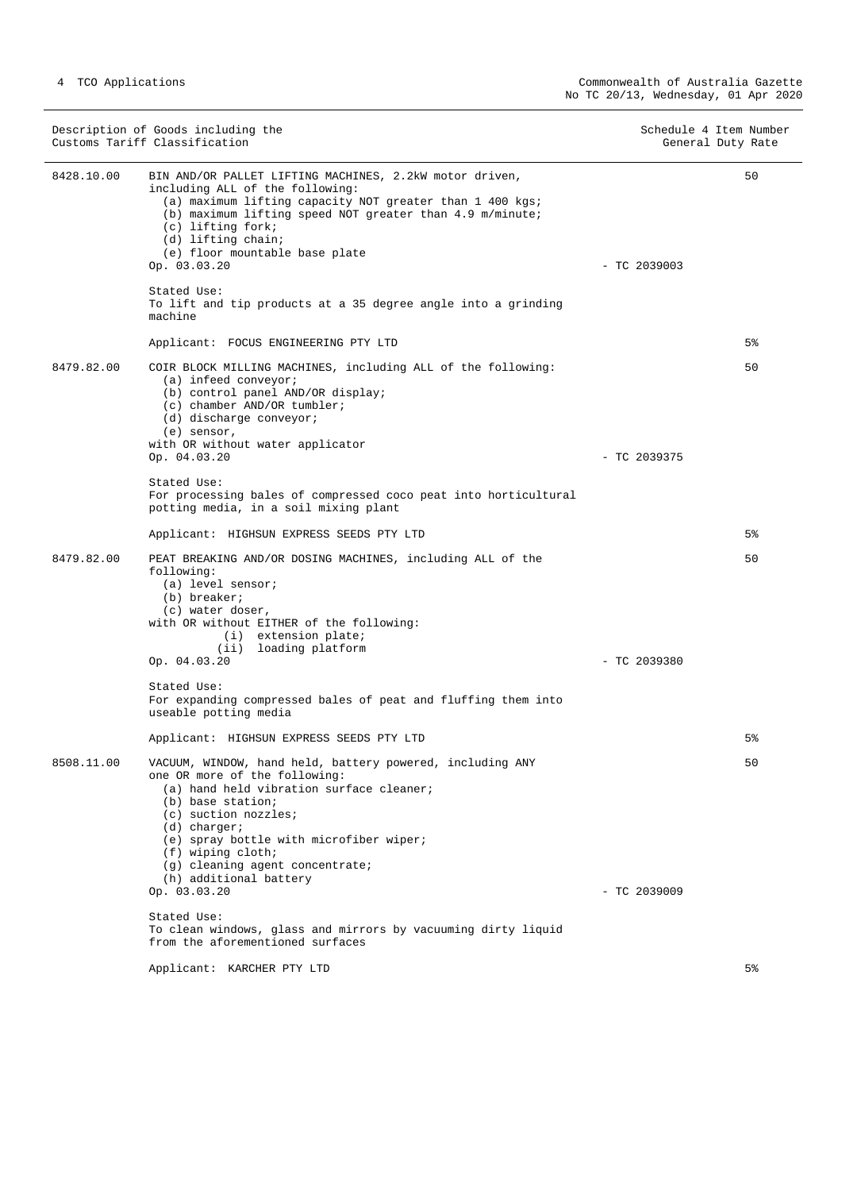| Description of Goods including the Customs Tariff Classification | | Schedule 4 Item Number General Duty Rate |
|---|---|---|
| 8428.10.00 | BIN AND/OR PALLET LIFTING MACHINES, 2.2kW motor driven, including ALL of the following:<br>(a) maximum lifting capacity NOT greater than 1 400 kgs;<br>(b) maximum lifting speed NOT greater than 4.9 m/minute;<br>(c) lifting fork;<br>(d) lifting chain;<br>(e) floor mountable base plate<br>Op. 03.03.20 - TC 2039003<br><br>Stated Use:<br>To lift and tip products at a 35 degree angle into a grinding machine<br><br>Applicant: FOCUS ENGINEERING PTY LTD | 50<br><br>5% |
| 8479.82.00 | COIR BLOCK MILLING MACHINES, including ALL of the following:<br>(a) infeed conveyor;<br>(b) control panel AND/OR display;<br>(c) chamber AND/OR tumbler;<br>(d) discharge conveyor;<br>(e) sensor,<br>with OR without water applicator<br>Op. 04.03.20 - TC 2039375<br><br>Stated Use:<br>For processing bales of compressed coco peat into horticultural potting media, in a soil mixing plant<br><br>Applicant: HIGHSUN EXPRESS SEEDS PTY LTD | 50<br><br>5% |
| 8479.82.00 | PEAT BREAKING AND/OR DOSING MACHINES, including ALL of the following:<br>(a) level sensor;<br>(b) breaker;<br>(c) water doser,<br>with OR without EITHER of the following:<br>(i) extension plate;<br>(ii) loading platform<br>Op. 04.03.20 - TC 2039380<br><br>Stated Use:<br>For expanding compressed bales of peat and fluffing them into useable potting media<br><br>Applicant: HIGHSUN EXPRESS SEEDS PTY LTD | 50<br><br>5% |
| 8508.11.00 | VACUUM, WINDOW, hand held, battery powered, including ANY one OR more of the following:<br>(a) hand held vibration surface cleaner;<br>(b) base station;<br>(c) suction nozzles;<br>(d) charger;<br>(e) spray bottle with microfiber wiper;<br>(f) wiping cloth;<br>(g) cleaning agent concentrate;<br>(h) additional battery<br>Op. 03.03.20 - TC 2039009<br><br>Stated Use:<br>To clean windows, glass and mirrors by vacuuming dirty liquid from the aforementioned surfaces<br><br>Applicant: KARCHER PTY LTD | 50<br><br>5% |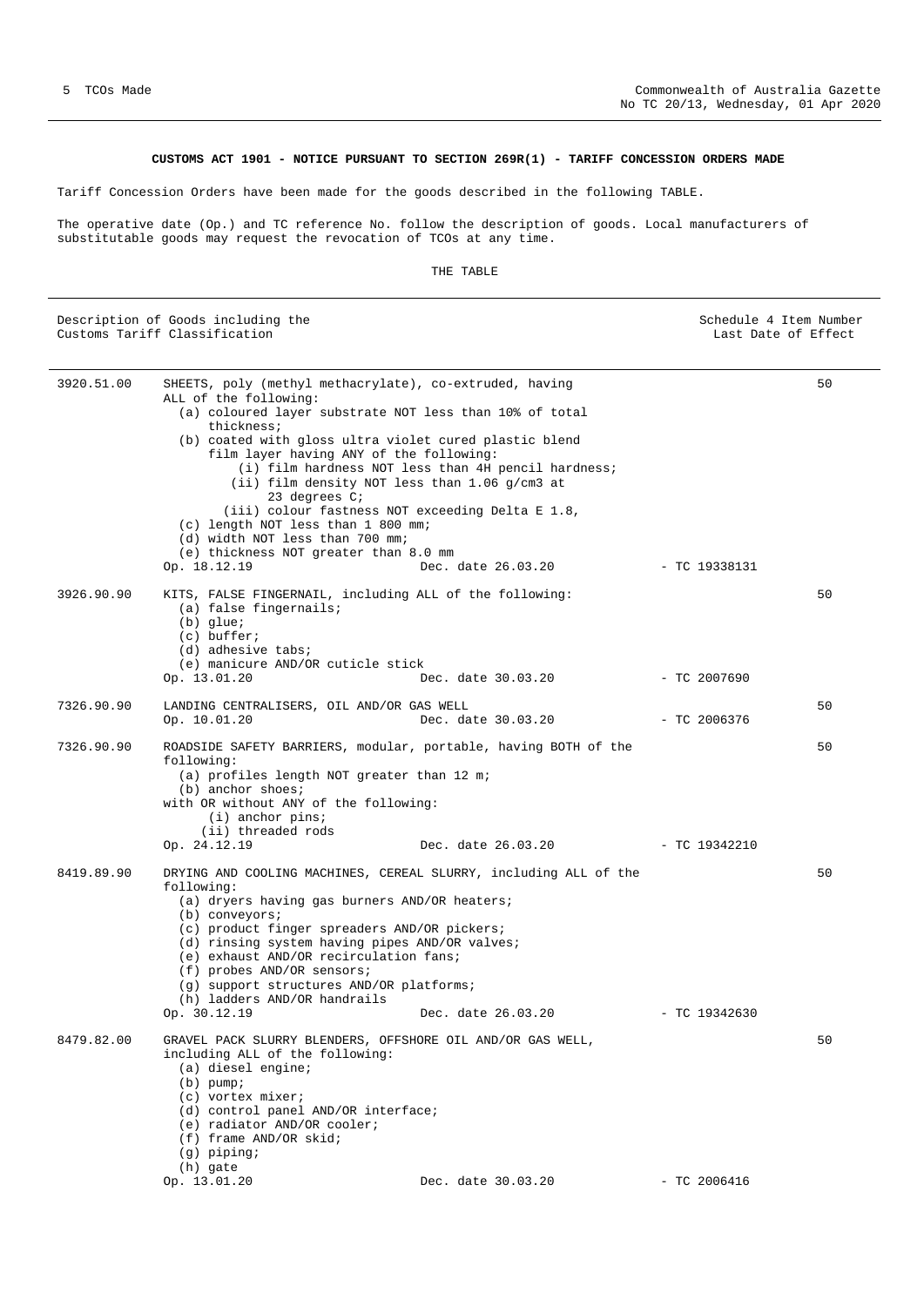**CUSTOMS ACT 1901 - NOTICE PURSUANT TO SECTION 269R(1) - TARIFF CONCESSION ORDERS MADE**

Tariff Concession Orders have been made for the goods described in the following TABLE.

The operative date (Op.) and TC reference No. follow the description of goods. Local manufacturers of substitutable goods may request the revocation of TCOs at any time.

THE TABLE

| Description of Goods including the Customs Tariff Classification | | Schedule 4 Item Number Last Date of Effect |
|---|---|---|
| 3920.51.00 | SHEETS, poly (methyl methacrylate), co-extruded, having ALL of the following:<br>(a) coloured layer substrate NOT less than 10% of total thickness;<br>(b) coated with gloss ultra violet cured plastic blend film layer having ANY of the following:<br>(i) film hardness NOT less than 4H pencil hardness;<br>(ii) film density NOT less than 1.06 g/cm3 at 23 degrees C;<br>(iii) colour fastness NOT exceeding Delta E 1.8,<br>(c) length NOT less than 1 800 mm;<br>(d) width NOT less than 700 mm;<br>(e) thickness NOT greater than 8.0 mm<br>Op. 18.12.19 Dec. date 26.03.20 - TC 19338131 | 50 |
| 3926.90.90 | KITS, FALSE FINGERNAIL, including ALL of the following:<br>(a) false fingernails;<br>(b) glue;<br>(c) buffer;<br>(d) adhesive tabs;<br>(e) manicure AND/OR cuticle stick<br>Op. 13.01.20 Dec. date 30.03.20 - TC 2007690 | 50 |
| 7326.90.90 | LANDING CENTRALISERS, OIL AND/OR GAS WELL<br>Op. 10.01.20 Dec. date 30.03.20 - TC 2006376 | 50 |
| 7326.90.90 | ROADSIDE SAFETY BARRIERS, modular, portable, having BOTH of the following:<br>(a) profiles length NOT greater than 12 m;<br>(b) anchor shoes;<br>with OR without ANY of the following:<br>(i) anchor pins;<br>(ii) threaded rods<br>Op. 24.12.19 Dec. date 26.03.20 - TC 19342210 | 50 |
| 8419.89.90 | DRYING AND COOLING MACHINES, CEREAL SLURRY, including ALL of the following:<br>(a) dryers having gas burners AND/OR heaters;<br>(b) conveyors;<br>(c) product finger spreaders AND/OR pickers;<br>(d) rinsing system having pipes AND/OR valves;<br>(e) exhaust AND/OR recirculation fans;<br>(f) probes AND/OR sensors;<br>(g) support structures AND/OR platforms;<br>(h) ladders AND/OR handrails<br>Op. 30.12.19 Dec. date 26.03.20 - TC 19342630 | 50 |
| 8479.82.00 | GRAVEL PACK SLURRY BLENDERS, OFFSHORE OIL AND/OR GAS WELL, including ALL of the following:<br>(a) diesel engine;<br>(b) pump;<br>(c) vortex mixer;<br>(d) control panel AND/OR interface;<br>(e) radiator AND/OR cooler;<br>(f) frame AND/OR skid;<br>(g) piping;<br>(h) gate<br>Op. 13.01.20 Dec. date 30.03.20 - TC 2006416 | 50 |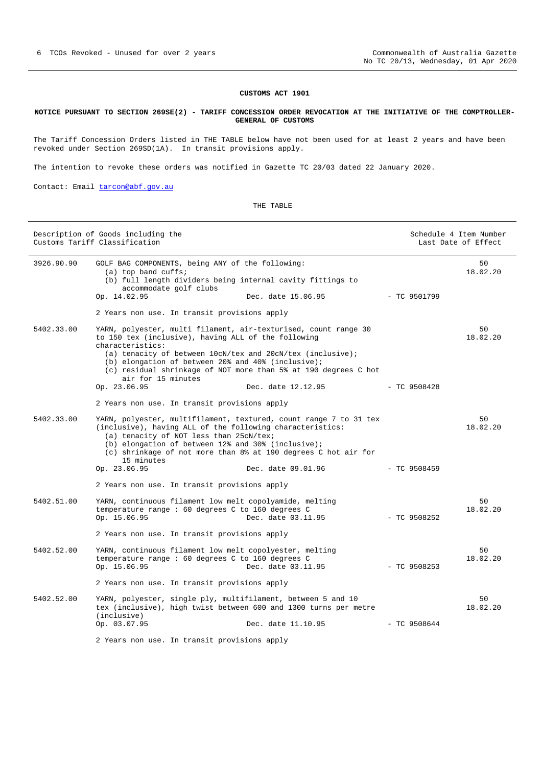**CUSTOMS ACT 1901**

**NOTICE PURSUANT TO SECTION 269SE(2) - TARIFF CONCESSION ORDER REVOCATION AT THE INITIATIVE OF THE COMPTROLLER-GENERAL OF CUSTOMS**

The Tariff Concession Orders listed in THE TABLE below have not been used for at least 2 years and have been revoked under Section 269SD(1A). In transit provisions apply.

The intention to revoke these orders was notified in Gazette TC 20/03 dated 22 January 2020.

Contact: Email tarcon@abf.gov.au

THE TABLE

| Description of Goods including the Customs Tariff Classification | | | | Schedule 4 Item Number Last Date of Effect |
|---|---|---|---|---|
| 3926.90.90 | GOLF BAG COMPONENTS, being ANY of the following:<br>(a) top band cuffs;<br>(b) full length dividers being internal cavity fittings to accommodate golf clubs<br>Op. 14.02.95 | Dec. date 15.06.95 | - TC 9501799 | 50<br>18.02.20 |
| | 2 Years non use. In transit provisions apply | | | |
| 5402.33.00 | YARN, polyester, multi filament, air-texturised, count range 30 to 150 tex (inclusive), having ALL of the following characteristics:<br>(a) tenacity of between 10cN/tex and 20cN/tex (inclusive);<br>(b) elongation of between 20% and 40% (inclusive);<br>(c) residual shrinkage of NOT more than 5% at 190 degrees C hot air for 15 minutes<br>Op. 23.06.95 | Dec. date 12.12.95 | - TC 9508428 | 50<br>18.02.20 |
| | 2 Years non use. In transit provisions apply | | | |
| 5402.33.00 | YARN, polyester, multifilament, textured, count range 7 to 31 tex (inclusive), having ALL of the following characteristics:<br>(a) tenacity of NOT less than 25cN/tex;<br>(b) elongation of between 12% and 30% (inclusive);<br>(c) shrinkage of not more than 8% at 190 degrees C hot air for 15 minutes<br>Op. 23.06.95 | Dec. date 09.01.96 | - TC 9508459 | 50<br>18.02.20 |
| | 2 Years non use. In transit provisions apply | | | |
| 5402.51.00 | YARN, continuous filament low melt copolyamide, melting temperature range : 60 degrees C to 160 degrees C<br>Op. 15.06.95 | Dec. date 03.11.95 | - TC 9508252 | 50<br>18.02.20 |
| | 2 Years non use. In transit provisions apply | | | |
| 5402.52.00 | YARN, continuous filament low melt copolyester, melting temperature range : 60 degrees C to 160 degrees C<br>Op. 15.06.95 | Dec. date 03.11.95 | - TC 9508253 | 50<br>18.02.20 |
| | 2 Years non use. In transit provisions apply | | | |
| 5402.52.00 | YARN, polyester, single ply, multifilament, between 5 and 10 tex (inclusive), high twist between 600 and 1300 turns per metre (inclusive)<br>Op. 03.07.95 | Dec. date 11.10.95 | - TC 9508644 | 50<br>18.02.20 |
| | 2 Years non use. In transit provisions apply | | | |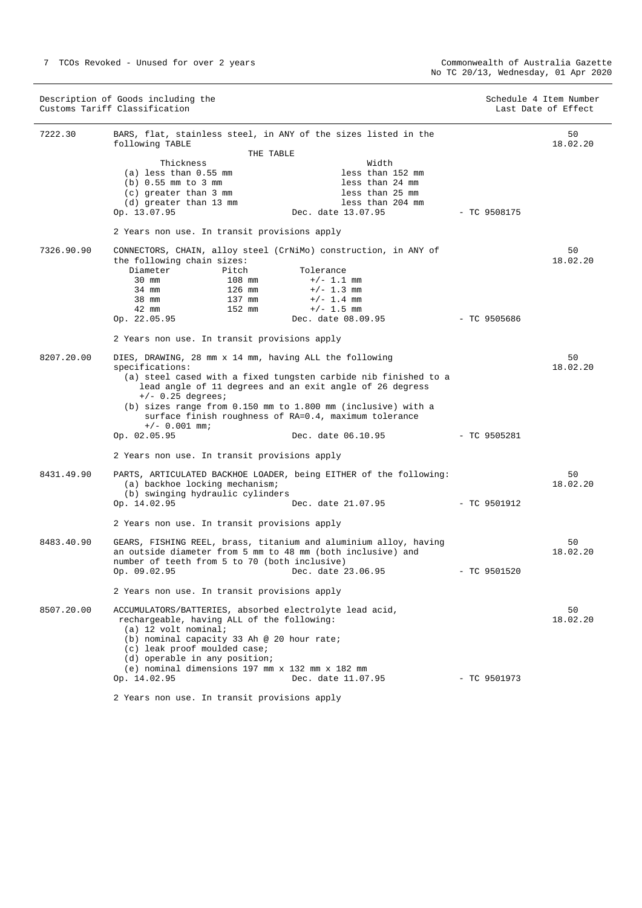| Description of Goods including the Customs Tariff Classification | | | Schedule 4 Item Number Last Date of Effect |
|---|---|---|---|
| 7222.30 | BARS, flat, stainless steel, in ANY of the sizes listed in the following TABLE<br><br>THE TABLE<br><br>Thickness / Width<br>(a) less than 0.55 mm / less than 152 mm<br>(b) 0.55 mm to 3 mm / less than 24 mm<br>(c) greater than 3 mm / less than 25 mm<br>(d) greater than 13 mm / less than 204 mm<br><br>Op. 13.07.95 Dec. date 13.07.95<br><br>2 Years non use. In transit provisions apply | - TC 9508175 | 50<br>18.02.20 |
| 7326.90.90 | CONNECTORS, CHAIN, alloy steel (CrNiMo) construction, in ANY of the following chain sizes:<br><br>Diameter / Pitch / Tolerance<br>30 mm / 108 mm / +/- 1.1 mm<br>34 mm / 126 mm / +/- 1.3 mm<br>38 mm / 137 mm / +/- 1.4 mm<br>42 mm / 152 mm / +/- 1.5 mm<br><br>Op. 22.05.95 Dec. date 08.09.95<br><br>2 Years non use. In transit provisions apply | - TC 9505686 | 50<br>18.02.20 |
| 8207.20.00 | DIES, DRAWING, 28 mm x 14 mm, having ALL the following specifications:<br>(a) steel cased with a fixed tungsten carbide nib finished to a lead angle of 11 degrees and an exit angle of 26 degress +/- 0.25 degrees;<br>(b) sizes range from 0.150 mm to 1.800 mm (inclusive) with a surface finish roughness of RA=0.4, maximum tolerance +/- 0.001 mm;<br><br>Op. 02.05.95 Dec. date 06.10.95<br><br>2 Years non use. In transit provisions apply | - TC 9505281 | 50<br>18.02.20 |
| 8431.49.90 | PARTS, ARTICULATED BACKHOE LOADER, being EITHER of the following:<br>(a) backhoe locking mechanism;<br>(b) swinging hydraulic cylinders<br><br>Op. 14.02.95 Dec. date 21.07.95<br><br>2 Years non use. In transit provisions apply | - TC 9501912 | 50<br>18.02.20 |
| 8483.40.90 | GEARS, FISHING REEL, brass, titanium and aluminium alloy, having an outside diameter from 5 mm to 48 mm (both inclusive) and number of teeth from 5 to 70 (both inclusive)<br><br>Op. 09.02.95 Dec. date 23.06.95<br><br>2 Years non use. In transit provisions apply | - TC 9501520 | 50<br>18.02.20 |
| 8507.20.00 | ACCUMULATORS/BATTERIES, absorbed electrolyte lead acid, rechargeable, having ALL of the following:<br>(a) 12 volt nominal;<br>(b) nominal capacity 33 Ah @ 20 hour rate;<br>(c) leak proof moulded case;<br>(d) operable in any position;<br>(e) nominal dimensions 197 mm x 132 mm x 182 mm<br><br>Op. 14.02.95 Dec. date 11.07.95<br><br>2 Years non use. In transit provisions apply | - TC 9501973 | 50<br>18.02.20 |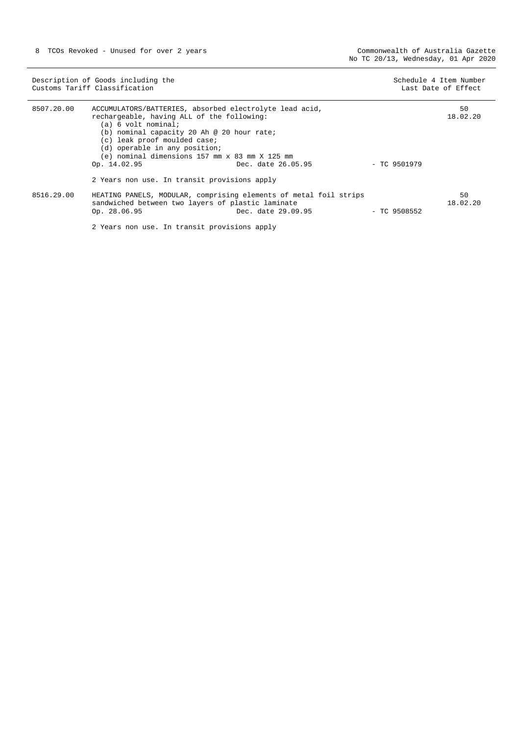| Description of Goods including the Customs Tariff Classification | | | | Schedule 4 Item Number Last Date of Effect |
|---|---|---|---|---|
| 8507.20.00 | ACCUMULATORS/BATTERIES, absorbed electrolyte lead acid, rechargeable, having ALL of the following:<br>(a) 6 volt nominal;<br>(b) nominal capacity 20 Ah @ 20 hour rate;<br>(c) leak proof moulded case;<br>(d) operable in any position;<br>(e) nominal dimensions 157 mm x 83 mm X 125 mm<br>Op. 14.02.95 | Dec. date 26.05.95 | - TC 9501979 | 50<br>18.02.20 |
| | 2 Years non use. In transit provisions apply | | | |
| 8516.29.00 | HEATING PANELS, MODULAR, comprising elements of metal foil strips sandwiched between two layers of plastic laminate<br>Op. 28.06.95 | Dec. date 29.09.95 | - TC 9508552 | 50<br>18.02.20 |
| | 2 Years non use. In transit provisions apply | | | |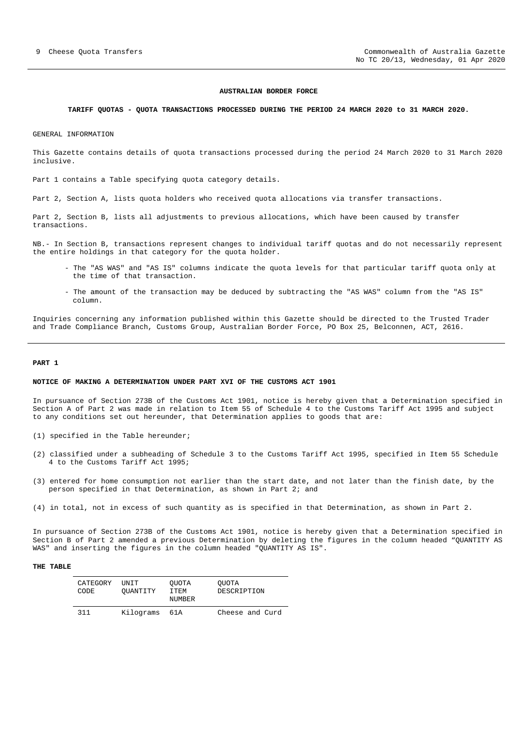**AUSTRALIAN BORDER FORCE**

**TARIFF QUOTAS - QUOTA TRANSACTIONS PROCESSED DURING THE PERIOD 24 MARCH 2020 to 31 MARCH 2020.**

GENERAL INFORMATION

This Gazette contains details of quota transactions processed during the period 24 March 2020 to 31 March 2020 inclusive.

Part 1 contains a Table specifying quota category details.

Part 2, Section A, lists quota holders who received quota allocations via transfer transactions.

Part 2, Section B, lists all adjustments to previous allocations, which have been caused by transfer transactions.

NB.- In Section B, transactions represent changes to individual tariff quotas and do not necessarily represent the entire holdings in that category for the quota holder.

- The "AS WAS" and "AS IS" columns indicate the quota levels for that particular tariff quota only at the time of that transaction.
- The amount of the transaction may be deduced by subtracting the "AS WAS" column from the "AS IS" column.

Inquiries concerning any information published within this Gazette should be directed to the Trusted Trader and Trade Compliance Branch, Customs Group, Australian Border Force, PO Box 25, Belconnen, ACT, 2616.

**PART 1**

**NOTICE OF MAKING A DETERMINATION UNDER PART XVI OF THE CUSTOMS ACT 1901**

In pursuance of Section 273B of the Customs Act 1901, notice is hereby given that a Determination specified in Section A of Part 2 was made in relation to Item 55 of Schedule 4 to the Customs Tariff Act 1995 and subject to any conditions set out hereunder, that Determination applies to goods that are:

(1) specified in the Table hereunder;

(2) classified under a subheading of Schedule 3 to the Customs Tariff Act 1995, specified in Item 55 Schedule 4 to the Customs Tariff Act 1995;

(3) entered for home consumption not earlier than the start date, and not later than the finish date, by the person specified in that Determination, as shown in Part 2; and

(4) in total, not in excess of such quantity as is specified in that Determination, as shown in Part 2.

In pursuance of Section 273B of the Customs Act 1901, notice is hereby given that a Determination specified in Section B of Part 2 amended a previous Determination by deleting the figures in the column headed "QUANTITY AS WAS" and inserting the figures in the column headed "QUANTITY AS IS".

**THE TABLE**

| CATEGORY CODE | UNIT QUANTITY | QUOTA ITEM NUMBER | QUOTA DESCRIPTION |
|---|---|---|---|
| 311 | Kilograms | 61A | Cheese and Curd |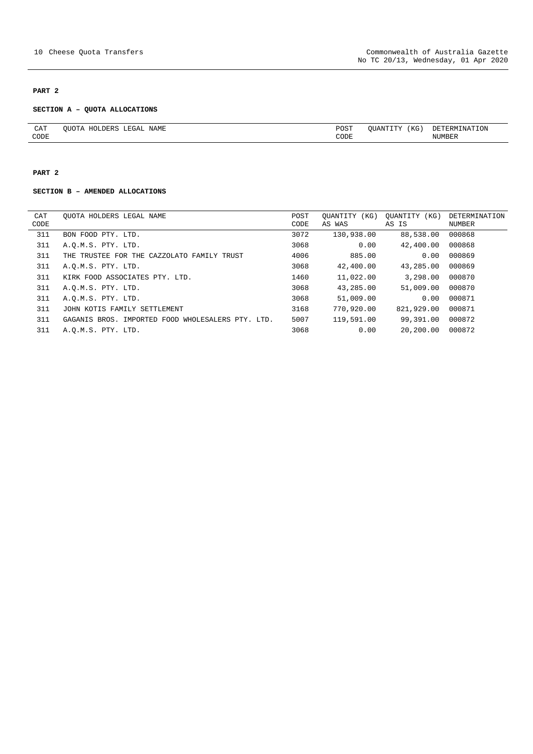**PART 2**

**SECTION A – QUOTA ALLOCATIONS**

| CAT CODE | QUOTA HOLDERS LEGAL NAME | POST CODE | QUANTITY (KG) | DETERMINATION NUMBER |
|---|---|---|---|---|

**PART 2**

**SECTION B – AMENDED ALLOCATIONS**

| CAT CODE | QUOTA HOLDERS LEGAL NAME | POST CODE | QUANTITY (KG) AS WAS | QUANTITY (KG) AS IS | DETERMINATION NUMBER |
|---|---|---|---|---|---|
| 311 | BON FOOD PTY. LTD. | 3072 | 130,938.00 | 88,538.00 | 000868 |
| 311 | A.Q.M.S. PTY. LTD. | 3068 | 0.00 | 42,400.00 | 000868 |
| 311 | THE TRUSTEE FOR THE CAZZOLATO FAMILY TRUST | 4006 | 885.00 | 0.00 | 000869 |
| 311 | A.Q.M.S. PTY. LTD. | 3068 | 42,400.00 | 43,285.00 | 000869 |
| 311 | KIRK FOOD ASSOCIATES PTY. LTD. | 1460 | 11,022.00 | 3,298.00 | 000870 |
| 311 | A.Q.M.S. PTY. LTD. | 3068 | 43,285.00 | 51,009.00 | 000870 |
| 311 | A.Q.M.S. PTY. LTD. | 3068 | 51,009.00 | 0.00 | 000871 |
| 311 | JOHN KOTIS FAMILY SETTLEMENT | 3168 | 770,920.00 | 821,929.00 | 000871 |
| 311 | GAGANIS BROS. IMPORTED FOOD WHOLESALERS PTY. LTD. | 5007 | 119,591.00 | 99,391.00 | 000872 |
| 311 | A.Q.M.S. PTY. LTD. | 3068 | 0.00 | 20,200.00 | 000872 |